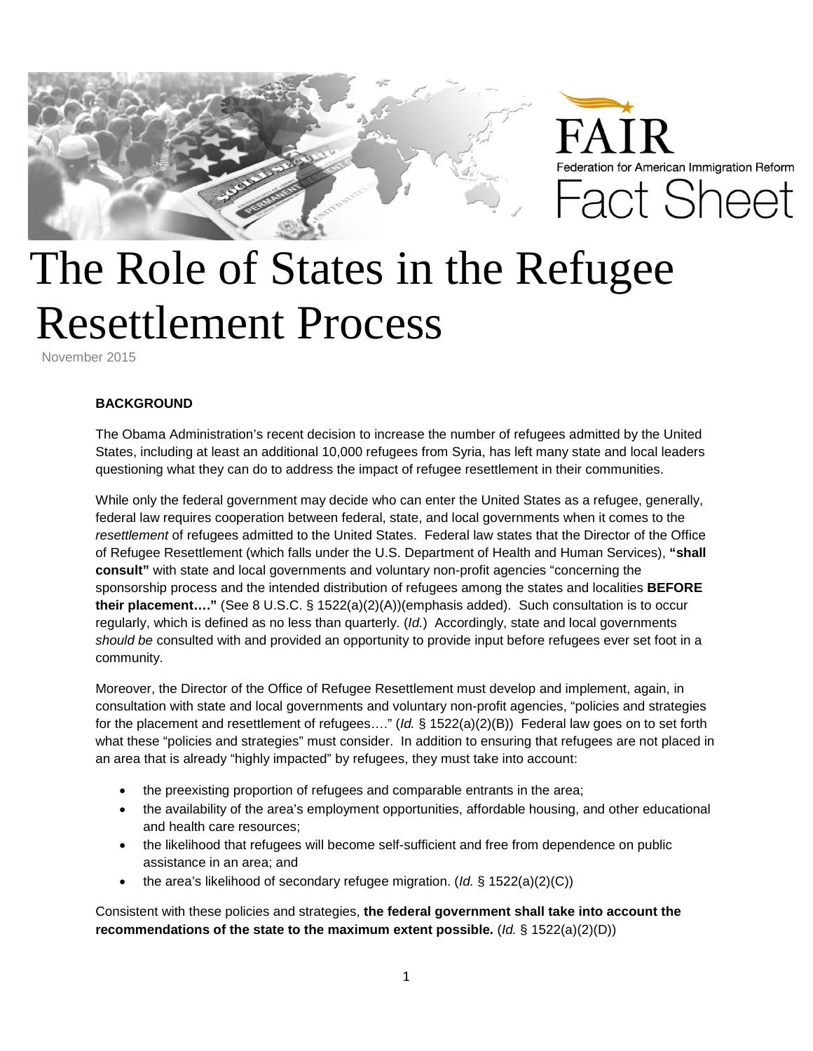FAIR

Federation for American Immigration Reform

Fact Sheet

# The Role of States in the Refugee Resettlement Process

November 2015

## BACKGROUND

The Obama Administration's recent decision to increase the number of refugees admitted by the United States, including at least an additional 10,000 refugees from Syria, has left many state and local leaders questioning what they can do to address the impact of refugee resettlement in their communities.

While only the federal government may decide who can enter the United States as a refugee, generally, federal law requires cooperation between federal, state, and local governments when it comes to the *resettlement* of refugees admitted to the United States. Federal law states that the Director of the Office of Refugee Resettlement (which falls under the U.S. Department of Health and Human Services), **"shall consult"** with state and local governments and voluntary non-profit agencies "concerning the sponsorship process and the intended distribution of refugees among the states and localities **BEFORE their placement…."** (See 8 U.S.C. § 1522(a)(2)(A))(emphasis added). Such consultation is to occur regularly, which is defined as no less than quarterly. (*Id.*) Accordingly, state and local governments *should be* consulted with and provided an opportunity to provide input before refugees ever set foot in a community.

Moreover, the Director of the Office of Refugee Resettlement must develop and implement, again, in consultation with state and local governments and voluntary non-profit agencies, "policies and strategies for the placement and resettlement of refugees…." (*Id.* § 1522(a)(2)(B)) Federal law goes on to set forth what these "policies and strategies" must consider. In addition to ensuring that refugees are not placed in an area that is already "highly impacted" by refugees, they must take into account:

- the preexisting proportion of refugees and comparable entrants in the area;
- the availability of the area's employment opportunities, affordable housing, and other educational and health care resources;
- the likelihood that refugees will become self-sufficient and free from dependence on public assistance in an area; and
- the area's likelihood of secondary refugee migration. (*Id.* § 1522(a)(2)(C))

Consistent with these policies and strategies, **the federal government shall take into account the recommendations of the state to the maximum extent possible.** (*Id.* § 1522(a)(2)(D))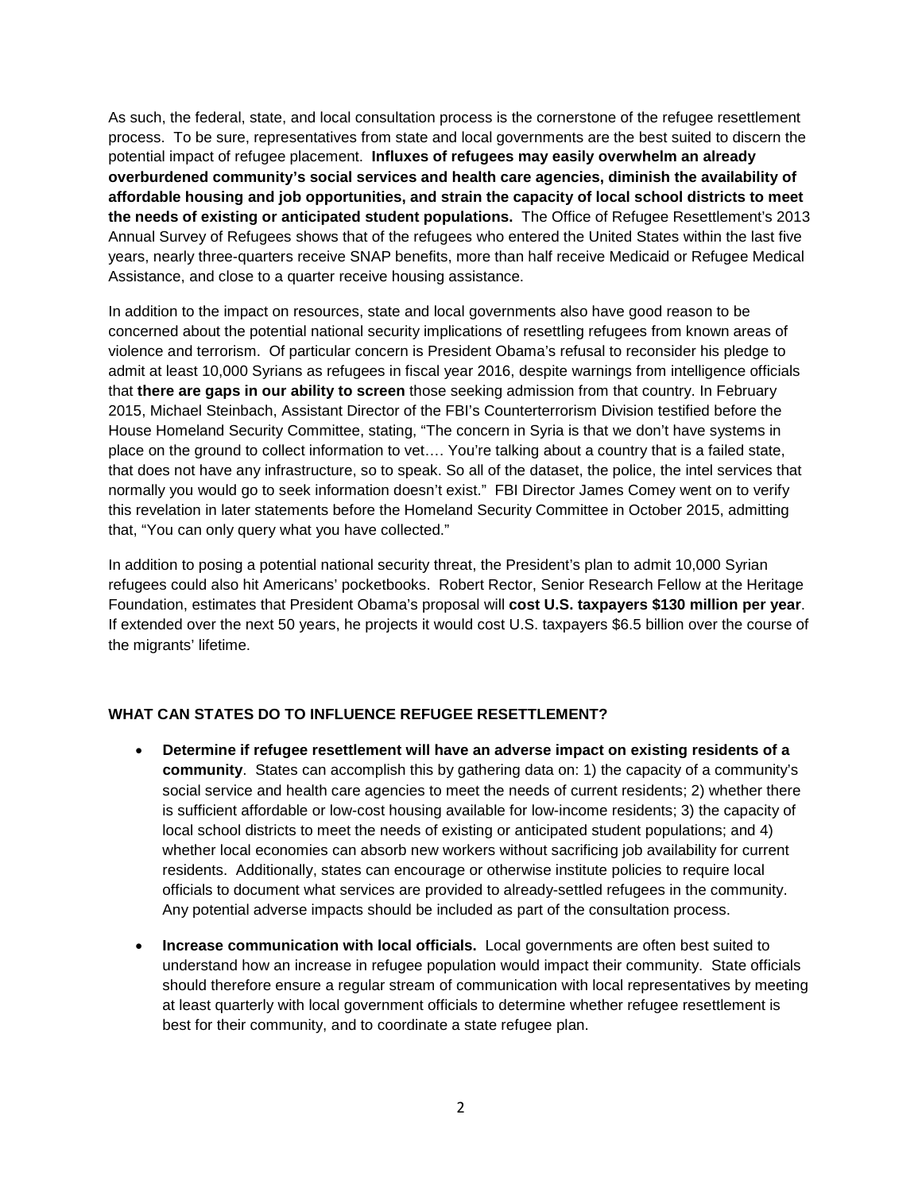As such, the federal, state, and local consultation process is the cornerstone of the refugee resettlement process. To be sure, representatives from state and local governments are the best suited to discern the potential impact of refugee placement. **Influxes of refugees may easily overwhelm an already overburdened community's social services and health care agencies, diminish the availability of affordable housing and job opportunities, and strain the capacity of local school districts to meet the needs of existing or anticipated student populations.** The Office of Refugee Resettlement's 2013 Annual Survey of Refugees shows that of the refugees who entered the United States within the last five years, nearly three-quarters receive SNAP benefits, more than half receive Medicaid or Refugee Medical Assistance, and close to a quarter receive housing assistance.

In addition to the impact on resources, state and local governments also have good reason to be concerned about the potential national security implications of resettling refugees from known areas of violence and terrorism. Of particular concern is President Obama's refusal to reconsider his pledge to admit at least 10,000 Syrians as refugees in fiscal year 2016, despite warnings from intelligence officials that **there are gaps in our ability to screen** those seeking admission from that country. In February 2015, Michael Steinbach, Assistant Director of the FBI's Counterterrorism Division testified before the House Homeland Security Committee, stating, "The concern in Syria is that we don't have systems in place on the ground to collect information to vet…. You're talking about a country that is a failed state, that does not have any infrastructure, so to speak. So all of the dataset, the police, the intel services that normally you would go to seek information doesn't exist." FBI Director James Comey went on to verify this revelation in later statements before the Homeland Security Committee in October 2015, admitting that, "You can only query what you have collected."

In addition to posing a potential national security threat, the President's plan to admit 10,000 Syrian refugees could also hit Americans' pocketbooks. Robert Rector, Senior Research Fellow at the Heritage Foundation, estimates that President Obama's proposal will **cost U.S. taxpayers $130 million per year**. If extended over the next 50 years, he projects it would cost U.S. taxpayers $6.5 billion over the course of the migrants' lifetime.

## WHAT CAN STATES DO TO INFLUENCE REFUGEE RESETTLEMENT?

- **Determine if refugee resettlement will have an adverse impact on existing residents of a community**. States can accomplish this by gathering data on: 1) the capacity of a community's social service and health care agencies to meet the needs of current residents; 2) whether there is sufficient affordable or low-cost housing available for low-income residents; 3) the capacity of local school districts to meet the needs of existing or anticipated student populations; and 4) whether local economies can absorb new workers without sacrificing job availability for current residents. Additionally, states can encourage or otherwise institute policies to require local officials to document what services are provided to already-settled refugees in the community. Any potential adverse impacts should be included as part of the consultation process.
- **Increase communication with local officials.** Local governments are often best suited to understand how an increase in refugee population would impact their community. State officials should therefore ensure a regular stream of communication with local representatives by meeting at least quarterly with local government officials to determine whether refugee resettlement is best for their community, and to coordinate a state refugee plan.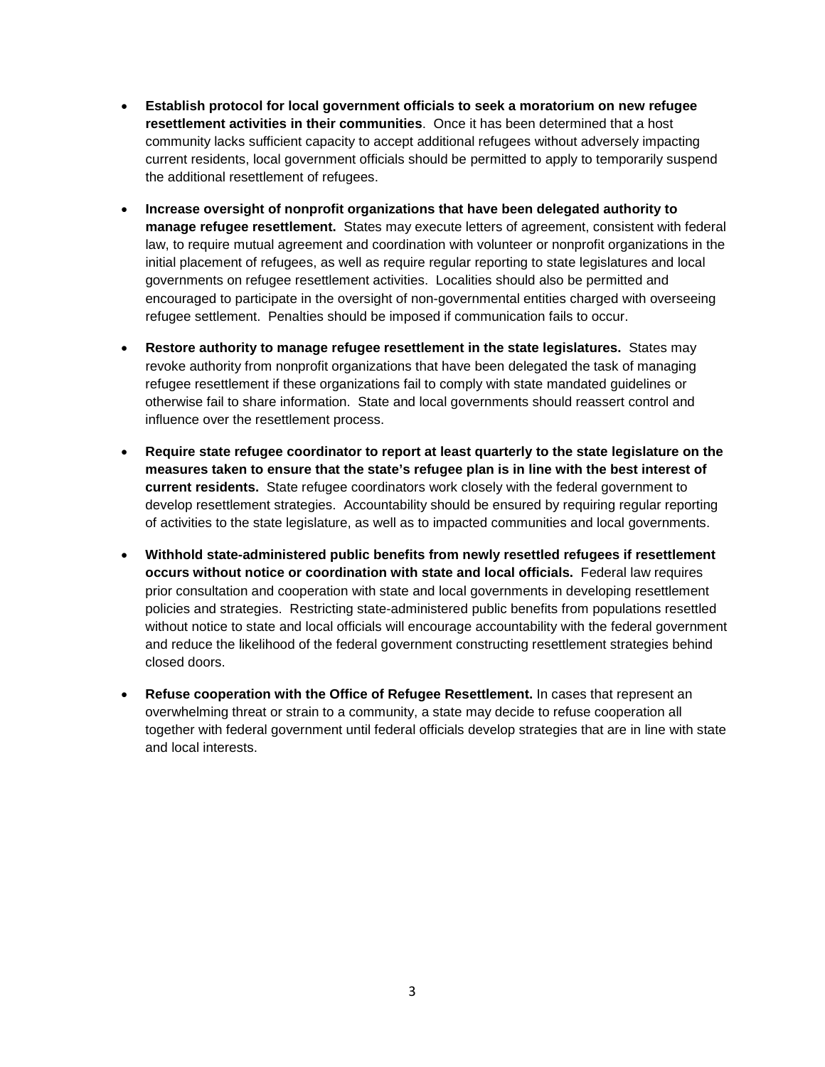- **Establish protocol for local government officials to seek a moratorium on new refugee resettlement activities in their communities**. Once it has been determined that a host community lacks sufficient capacity to accept additional refugees without adversely impacting current residents, local government officials should be permitted to apply to temporarily suspend the additional resettlement of refugees.

- **Increase oversight of nonprofit organizations that have been delegated authority to manage refugee resettlement.** States may execute letters of agreement, consistent with federal law, to require mutual agreement and coordination with volunteer or nonprofit organizations in the initial placement of refugees, as well as require regular reporting to state legislatures and local governments on refugee resettlement activities. Localities should also be permitted and encouraged to participate in the oversight of non-governmental entities charged with overseeing refugee settlement. Penalties should be imposed if communication fails to occur.

- **Restore authority to manage refugee resettlement in the state legislatures.** States may revoke authority from nonprofit organizations that have been delegated the task of managing refugee resettlement if these organizations fail to comply with state mandated guidelines or otherwise fail to share information. State and local governments should reassert control and influence over the resettlement process.

- **Require state refugee coordinator to report at least quarterly to the state legislature on the measures taken to ensure that the state's refugee plan is in line with the best interest of current residents.** State refugee coordinators work closely with the federal government to develop resettlement strategies. Accountability should be ensured by requiring regular reporting of activities to the state legislature, as well as to impacted communities and local governments.

- **Withhold state-administered public benefits from newly resettled refugees if resettlement occurs without notice or coordination with state and local officials.** Federal law requires prior consultation and cooperation with state and local governments in developing resettlement policies and strategies. Restricting state-administered public benefits from populations resettled without notice to state and local officials will encourage accountability with the federal government and reduce the likelihood of the federal government constructing resettlement strategies behind closed doors.

- **Refuse cooperation with the Office of Refugee Resettlement.** In cases that represent an overwhelming threat or strain to a community, a state may decide to refuse cooperation all together with federal government until federal officials develop strategies that are in line with state and local interests.